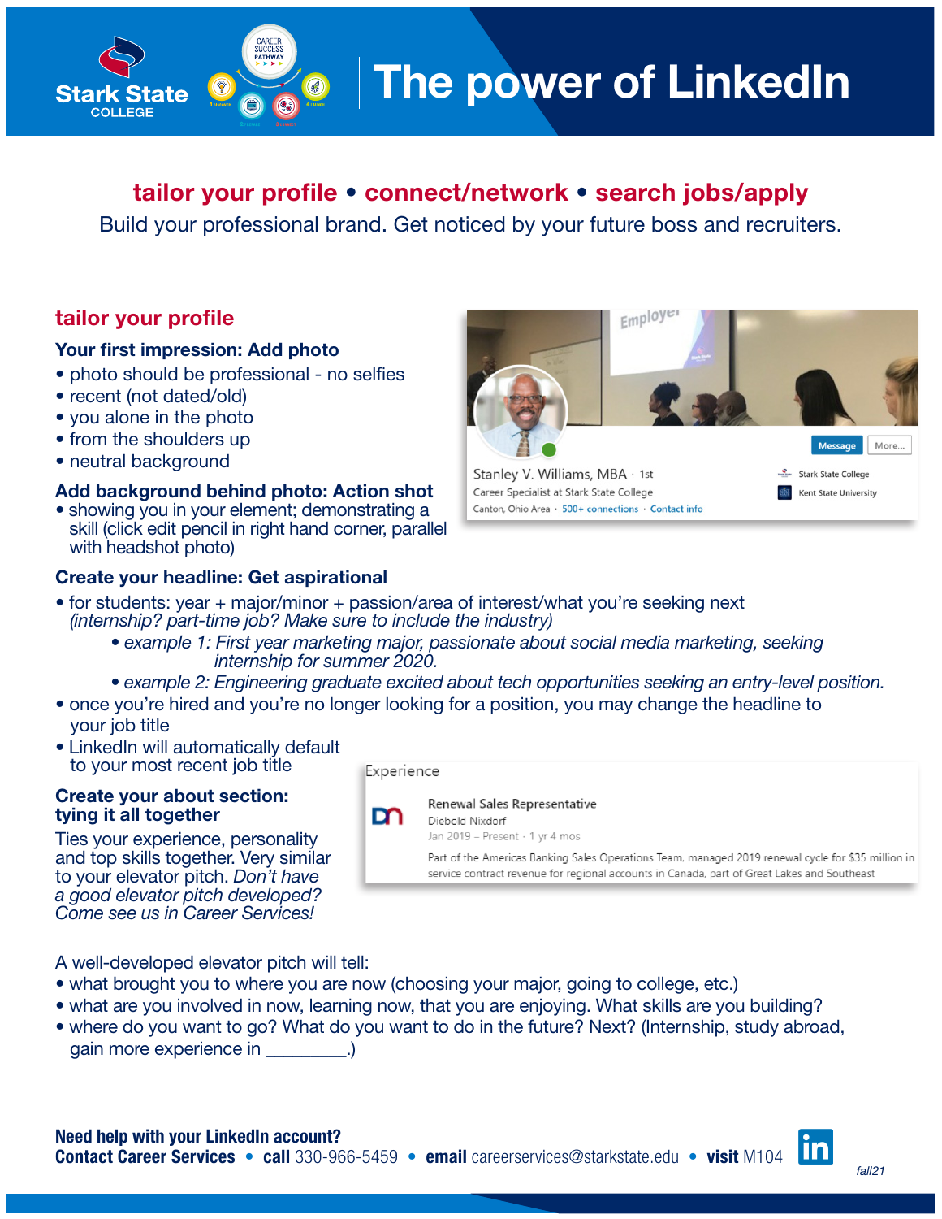# The power of LinkedIn

**tailor your profile • connect/network • search jobs/apply**

Build your professional brand. Get noticed by your future boss and recruiters.

## tailor your profile

### Your first impression: Add photo

- photo should be professional - no selfies
- recent (not dated/old)
- you alone in the photo
- from the shoulders up
- neutral background

### Add background behind photo: Action shot

- showing you in your element; demonstrating a skill (click edit pencil in right hand corner, parallel with headshot photo)

Employer

Stanley V. Williams, MBA · 1st
Career Specialist at Stark State College
Canton, Ohio Area · 500+ connections · Contact info

Message More...

Stark State College
Kent State University

### Create your headline: Get aspirational

- for students: year + major/minor + passion/area of interest/what you're seeking next *(internship? part-time job? Make sure to include the industry)*
  - *example 1: First year marketing major, passionate about social media marketing, seeking internship for summer 2020.*
  - *example 2: Engineering graduate excited about tech opportunities seeking an entry-level position.*
- once you're hired and you're no longer looking for a position, you may change the headline to your job title
- LinkedIn will automatically default to your most recent job title

Experience

Renewal Sales Representative
Diebold Nixdorf
Jan 2019 – Present · 1 yr 4 mos
Part of the Americas Banking Sales Operations Team, managed 2019 renewal cycle for $35 million in service contract revenue for regional accounts in Canada, part of Great Lakes and Southeast

### Create your about section: tying it all together

Ties your experience, personality and top skills together. Very similar to your elevator pitch. *Don't have a good elevator pitch developed? Come see us in Career Services!*

A well-developed elevator pitch will tell:

- what brought you to where you are now (choosing your major, going to college, etc.)
- what are you involved in now, learning now, that you are enjoying. What skills are you building?
- where do you want to go? What do you want to do in the future? Next? (Internship, study abroad, gain more experience in _________.)

**Need help with your LinkedIn account?**
**Contact Career Services • call** 330-966-5459 **• email** careerservices@starkstate.edu **• visit** M104

*fall21*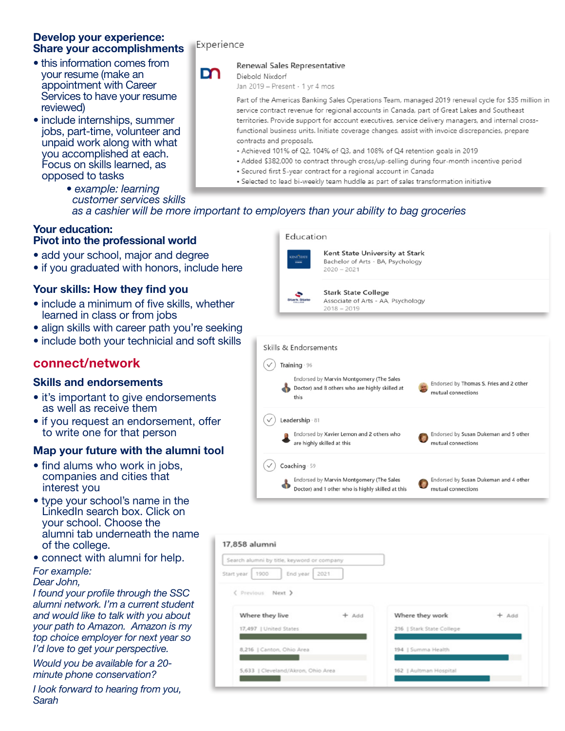## Develop your experience: Share your accomplishments

- this information comes from your resume (make an appointment with Career Services to have your resume reviewed)
- include internships, summer jobs, part-time, volunteer and unpaid work along with what you accomplished at each. Focus on skills learned, as opposed to tasks
  - *example: learning customer services skills as a cashier will be more important to employers than your ability to bag groceries*

Experience

Renewal Sales Representative
Diebold Nixdorf
Jan 2019 – Present · 1 yr 4 mos

Part of the Americas Banking Sales Operations Team, managed 2019 renewal cycle for $35 million in service contract revenue for regional accounts in Canada, part of Great Lakes and Southeast territories. Provide support for account executives, service delivery managers, and internal cross-functional business units. Initiate coverage changes, assist with invoice discrepancies, prepare contracts and proposals.

- Achieved 101% of Q2, 104% of Q3, and 108% of Q4 retention goals in 2019
- Added $382,000 to contract through cross/up-selling during four-month incentive period
- Secured first 5-year contract for a regional account in Canada
- Selected to lead bi-weekly team huddle as part of sales transformation initiative

## Your education: Pivot into the professional world

- add your school, major and degree
- if you graduated with honors, include here

Education

Kent State University at Stark
Bachelor of Arts - BA, Psychology
2020 – 2021

Stark State College
Associate of Arts - AA, Psychology
2018 – 2019

## Your skills: How they find you

- include a minimum of five skills, whether learned in class or from jobs
- align skills with career path you're seeking
- include both your technicial and soft skills

## connect/network

## Skills and endorsements

- it's important to give endorsements as well as receive them
- if you request an endorsement, offer to write one for that person

Skills & Endorsements

Training · 96
Endorsed by Marvin Montgomery (The Sales Doctor) and 8 others who are highly skilled at this
Endorsed by Thomas S. Fries and 2 other mutual connections

Leadership · 81
Endorsed by Xavier Lemon and 2 others who are highly skilled at this
Endorsed by Susan Dukeman and 5 other mutual connections

Coaching · 59
Endorsed by Marvin Montgomery (The Sales Doctor) and 1 other who is highly skilled at this
Endorsed by Susan Dukeman and 4 other mutual connections

## Map your future with the alumni tool

- find alums who work in jobs, companies and cities that interest you
- type your school's name in the LinkedIn search box. Click on your school. Choose the alumni tab underneath the name of the college.
- connect with alumni for help.

*For example:*
*Dear John,*
*I found your profile through the SSC alumni network. I'm a current student and would like to talk with you about your path to Amazon. Amazon is my top choice employer for next year so I'd love to get your perspective.*

*Would you be available for a 20-minute phone conservation?*

*I look forward to hearing from you,*
*Sarah*

17,858 alumni

Search alumni by title, keyword or company

Start year 1900 End year 2021

Previous Next

| Where they live | Where they work |
|---|---|
| 17,497 \| United States | 216 \| Stark State College |
| 8,216 \| Canton, Ohio Area | 194 \| Summa Health |
| 5,633 \| Cleveland/Akron, Ohio Area | 162 \| Aultman Hospital |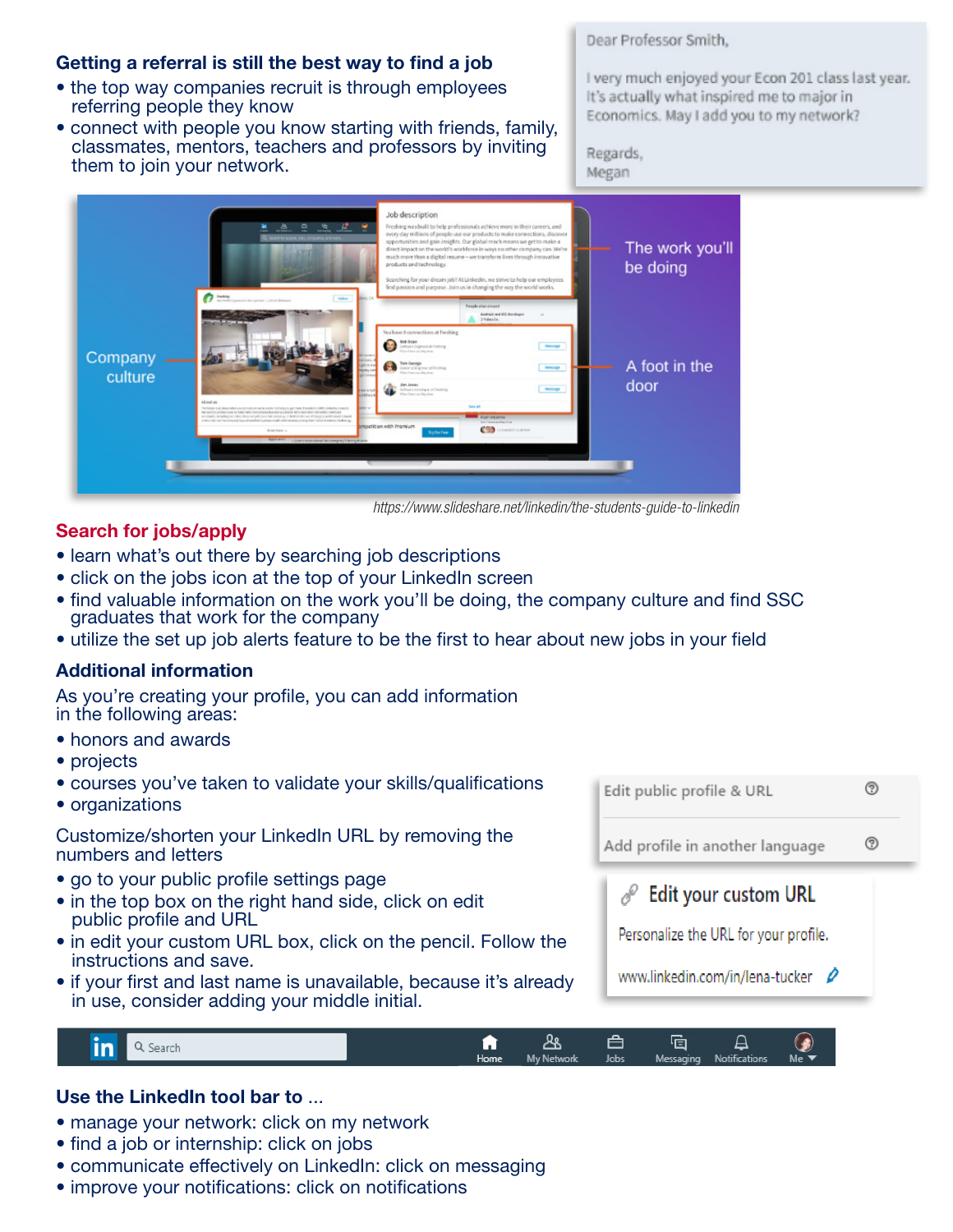## Getting a referral is still the best way to find a job

- the top way companies recruit is through employees referring people they know
- connect with people you know starting with friends, family, classmates, mentors, teachers and professors by inviting them to join your network.

Dear Professor Smith,

I very much enjoyed your Econ 201 class last year. It's actually what inspired me to major in Economics. May I add you to my network?

Regards,
Megan

Company culture

The work you'll be doing

A foot in the door

*https://www.slideshare.net/linkedin/the-students-guide-to-linkedin*

## Search for jobs/apply

- learn what's out there by searching job descriptions
- click on the jobs icon at the top of your LinkedIn screen
- find valuable information on the work you'll be doing, the company culture and find SSC graduates that work for the company
- utilize the set up job alerts feature to be the first to hear about new jobs in your field

## Additional information

As you're creating your profile, you can add information in the following areas:

- honors and awards
- projects
- courses you've taken to validate your skills/qualifications
- organizations

Customize/shorten your LinkedIn URL by removing the numbers and letters

- go to your public profile settings page
- in the top box on the right hand side, click on edit public profile and URL
- in edit your custom URL box, click on the pencil. Follow the instructions and save.
- if your first and last name is unavailable, because it's already in use, consider adding your middle initial.

Edit public profile & URL

Add profile in another language

Edit your custom URL

Personalize the URL for your profile.

www.linkedin.com/in/lena-tucker

Search | Home | My Network | Jobs | Messaging | Notifications | Me

## Use the LinkedIn tool bar to ...

- manage your network: click on my network
- find a job or internship: click on jobs
- communicate effectively on LinkedIn: click on messaging
- improve your notifications: click on notifications